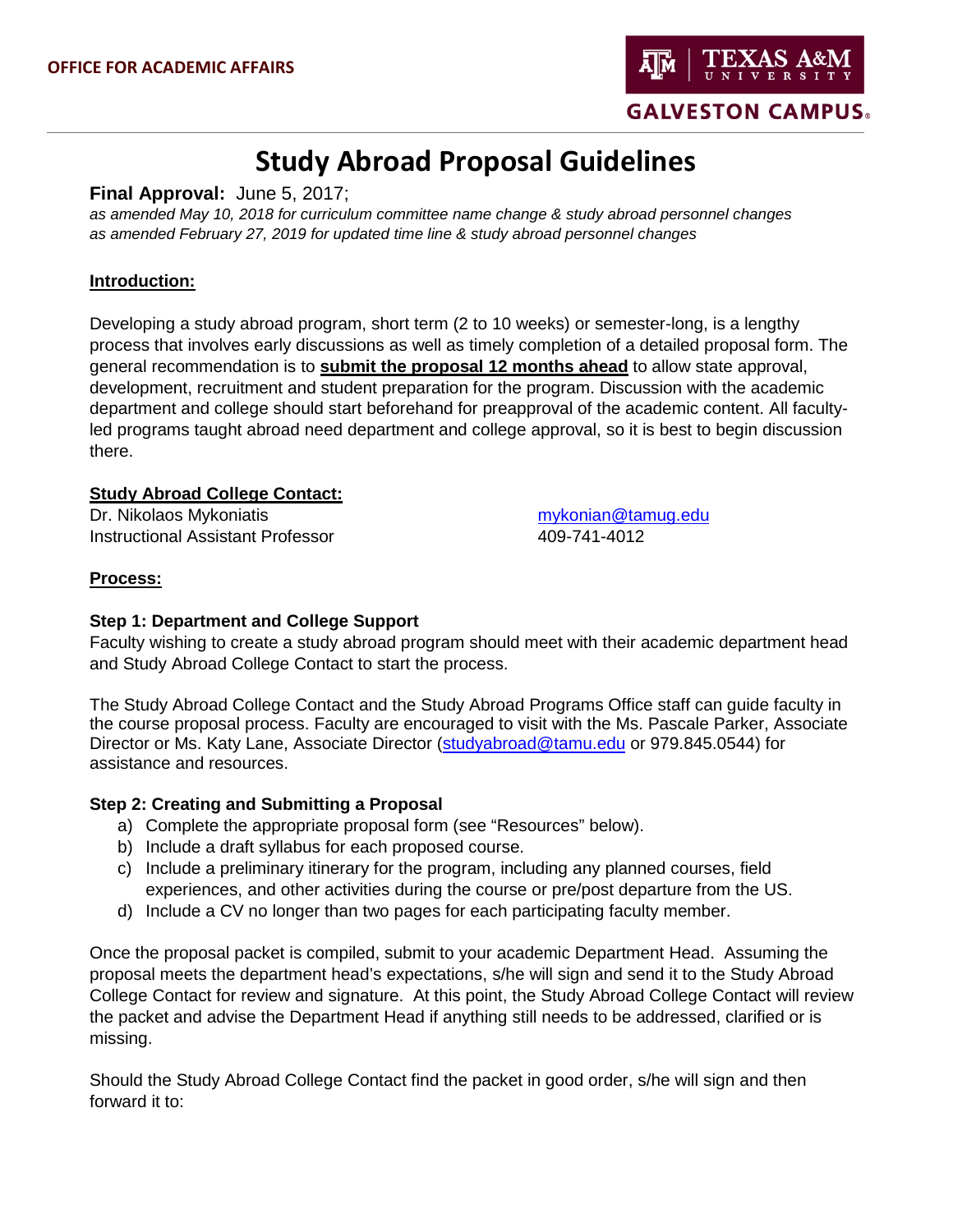OFFICE FOR ACADEMIC AFFAIRS

TEXAS A&M UNIVERSITY GALVESTON CAMPUS

# Study Abroad Proposal Guidelines

**Final Approval:** June 5, 2017;
*as amended May 10, 2018 for curriculum committee name change & study abroad personnel changes*
*as amended February 27, 2019 for updated time line & study abroad personnel changes*

## Introduction:

Developing a study abroad program, short term (2 to 10 weeks) or semester-long, is a lengthy process that involves early discussions as well as timely completion of a detailed proposal form. The general recommendation is to **submit the proposal 12 months ahead** to allow state approval, development, recruitment and student preparation for the program. Discussion with the academic department and college should start beforehand for preapproval of the academic content. All faculty-led programs taught abroad need department and college approval, so it is best to begin discussion there.

## Study Abroad College Contact:

Dr. Nikolaos Mykoniatis
Instructional Assistant Professor
mykonian@tamug.edu
409-741-4012

## Process:

### Step 1: Department and College Support

Faculty wishing to create a study abroad program should meet with their academic department head and Study Abroad College Contact to start the process.

The Study Abroad College Contact and the Study Abroad Programs Office staff can guide faculty in the course proposal process. Faculty are encouraged to visit with the Ms. Pascale Parker, Associate Director or Ms. Katy Lane, Associate Director (studyabroad@tamu.edu or 979.845.0544) for assistance and resources.

### Step 2: Creating and Submitting a Proposal

a) Complete the appropriate proposal form (see "Resources" below).
b) Include a draft syllabus for each proposed course.
c) Include a preliminary itinerary for the program, including any planned courses, field experiences, and other activities during the course or pre/post departure from the US.
d) Include a CV no longer than two pages for each participating faculty member.

Once the proposal packet is compiled, submit to your academic Department Head. Assuming the proposal meets the department head's expectations, s/he will sign and send it to the Study Abroad College Contact for review and signature. At this point, the Study Abroad College Contact will review the packet and advise the Department Head if anything still needs to be addressed, clarified or is missing.

Should the Study Abroad College Contact find the packet in good order, s/he will sign and then forward it to: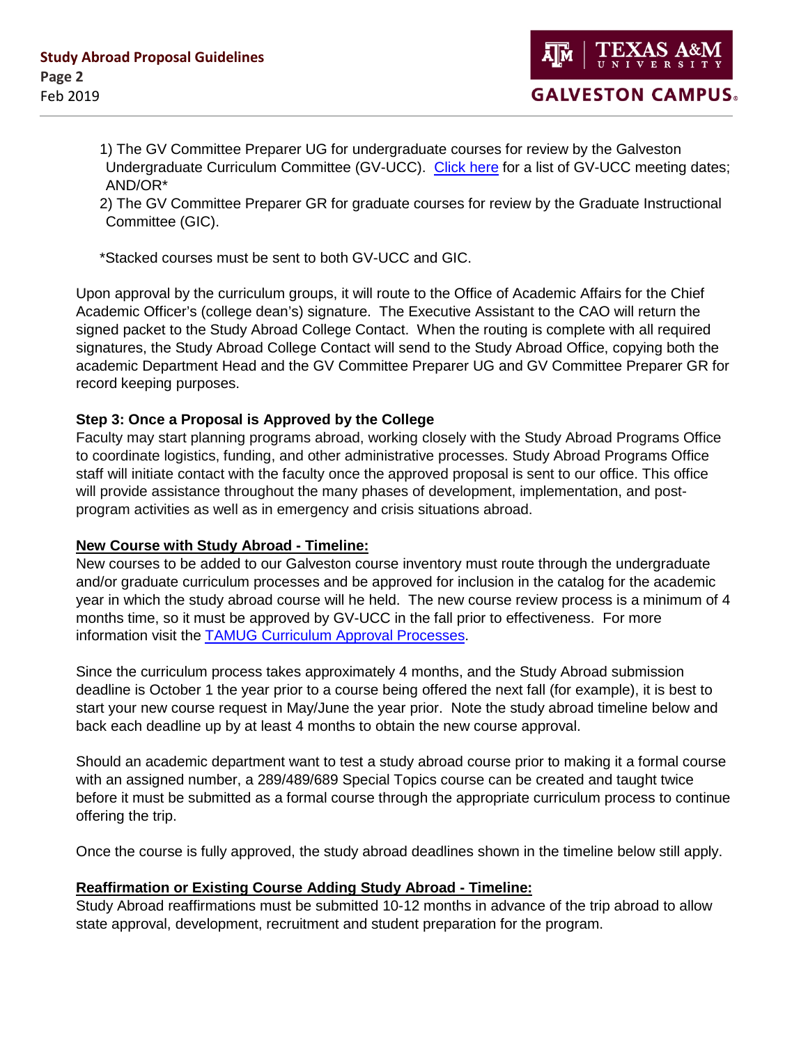1) The GV Committee Preparer UG for undergraduate courses for review by the Galveston Undergraduate Curriculum Committee (GV-UCC). [Click here](#) for a list of GV-UCC meeting dates; AND/OR*

2) The GV Committee Preparer GR for graduate courses for review by the Graduate Instructional Committee (GIC).

*Stacked courses must be sent to both GV-UCC and GIC.

Upon approval by the curriculum groups, it will route to the Office of Academic Affairs for the Chief Academic Officer's (college dean's) signature. The Executive Assistant to the CAO will return the signed packet to the Study Abroad College Contact. When the routing is complete with all required signatures, the Study Abroad College Contact will send to the Study Abroad Office, copying both the academic Department Head and the GV Committee Preparer UG and GV Committee Preparer GR for record keeping purposes.

**Step 3: Once a Proposal is Approved by the College**

Faculty may start planning programs abroad, working closely with the Study Abroad Programs Office to coordinate logistics, funding, and other administrative processes. Study Abroad Programs Office staff will initiate contact with the faculty once the approved proposal is sent to our office. This office will provide assistance throughout the many phases of development, implementation, and post-program activities as well as in emergency and crisis situations abroad.

**New Course with Study Abroad - Timeline:**

New courses to be added to our Galveston course inventory must route through the undergraduate and/or graduate curriculum processes and be approved for inclusion in the catalog for the academic year in which the study abroad course will he held. The new course review process is a minimum of 4 months time, so it must be approved by GV-UCC in the fall prior to effectiveness. For more information visit the [TAMUG Curriculum Approval Processes](#).

Since the curriculum process takes approximately 4 months, and the Study Abroad submission deadline is October 1 the year prior to a course being offered the next fall (for example), it is best to start your new course request in May/June the year prior. Note the study abroad timeline below and back each deadline up by at least 4 months to obtain the new course approval.

Should an academic department want to test a study abroad course prior to making it a formal course with an assigned number, a 289/489/689 Special Topics course can be created and taught twice before it must be submitted as a formal course through the appropriate curriculum process to continue offering the trip.

Once the course is fully approved, the study abroad deadlines shown in the timeline below still apply.

**Reaffirmation or Existing Course Adding Study Abroad - Timeline:**

Study Abroad reaffirmations must be submitted 10-12 months in advance of the trip abroad to allow state approval, development, recruitment and student preparation for the program.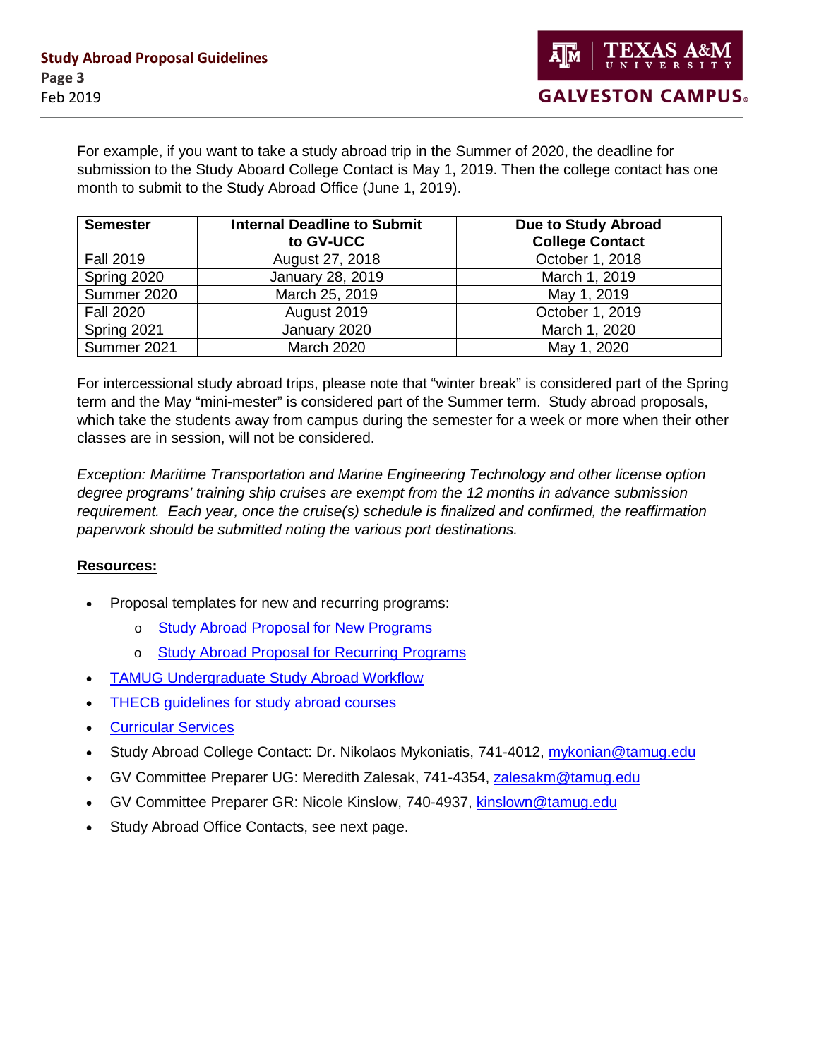For example, if you want to take a study abroad trip in the Summer of 2020, the deadline for submission to the Study Aboard College Contact is May 1, 2019. Then the college contact has one month to submit to the Study Abroad Office (June 1, 2019).

| Semester | Internal Deadline to Submit to GV-UCC | Due to Study Abroad College Contact |
|---|---|---|
| Fall 2019 | August 27, 2018 | October 1, 2018 |
| Spring 2020 | January 28, 2019 | March 1, 2019 |
| Summer 2020 | March 25, 2019 | May 1, 2019 |
| Fall 2020 | August 2019 | October 1, 2019 |
| Spring 2021 | January 2020 | March 1, 2020 |
| Summer 2021 | March 2020 | May 1, 2020 |

For intercessional study abroad trips, please note that "winter break" is considered part of the Spring term and the May "mini-mester" is considered part of the Summer term. Study abroad proposals, which take the students away from campus during the semester for a week or more when their other classes are in session, will not be considered.

*Exception: Maritime Transportation and Marine Engineering Technology and other license option degree programs' training ship cruises are exempt from the 12 months in advance submission requirement. Each year, once the cruise(s) schedule is finalized and confirmed, the reaffirmation paperwork should be submitted noting the various port destinations.*

**Resources:**

- Proposal templates for new and recurring programs:
  - Study Abroad Proposal for New Programs
  - Study Abroad Proposal for Recurring Programs
- TAMUG Undergraduate Study Abroad Workflow
- THECB guidelines for study abroad courses
- Curricular Services
- Study Abroad College Contact: Dr. Nikolaos Mykoniatis, 741-4012, mykonian@tamug.edu
- GV Committee Preparer UG: Meredith Zalesak, 741-4354, zalesakm@tamug.edu
- GV Committee Preparer GR: Nicole Kinslow, 740-4937, kinslown@tamug.edu
- Study Abroad Office Contacts, see next page.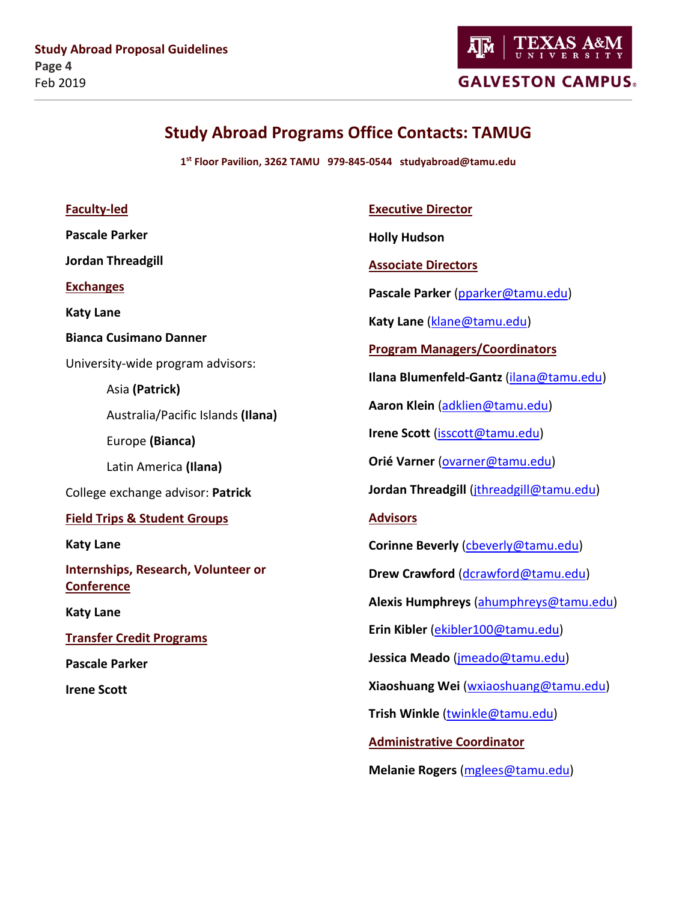## Study Abroad Programs Office Contacts: TAMUG

**1st Floor Pavilion, 3262 TAMU 979-845-0544 studyabroad@tamu.edu**

**Faculty-led**

**Pascale Parker**

**Jordan Threadgill**

**Exchanges**

**Katy Lane**

**Bianca Cusimano Danner**

University-wide program advisors:

- Asia **(Patrick)**
- Australia/Pacific Islands **(Ilana)**
- Europe **(Bianca)**
- Latin America **(Ilana)**

College exchange advisor: **Patrick**

**Field Trips & Student Groups**

**Katy Lane**

**Internships, Research, Volunteer or Conference**

**Katy Lane**

**Transfer Credit Programs**

**Pascale Parker**

**Irene Scott**

**Executive Director**

**Holly Hudson**

**Associate Directors**

**Pascale Parker** (pparker@tamu.edu)

**Katy Lane** (klane@tamu.edu)

**Program Managers/Coordinators**

**Ilana Blumenfeld-Gantz** (ilana@tamu.edu)

**Aaron Klein** (adklien@tamu.edu)

**Irene Scott** (isscott@tamu.edu)

**Orié Varner** (ovarner@tamu.edu)

**Jordan Threadgill** (jthreadgill@tamu.edu)

**Advisors**

**Corinne Beverly** (cbeverly@tamu.edu)

**Drew Crawford** (dcrawford@tamu.edu)

**Alexis Humphreys** (ahumphreys@tamu.edu)

**Erin Kibler** (ekibler100@tamu.edu)

**Jessica Meado** (jmeado@tamu.edu)

**Xiaoshuang Wei** (wxiaoshuang@tamu.edu)

**Trish Winkle** (twinkle@tamu.edu)

**Administrative Coordinator**

**Melanie Rogers** (mglees@tamu.edu)